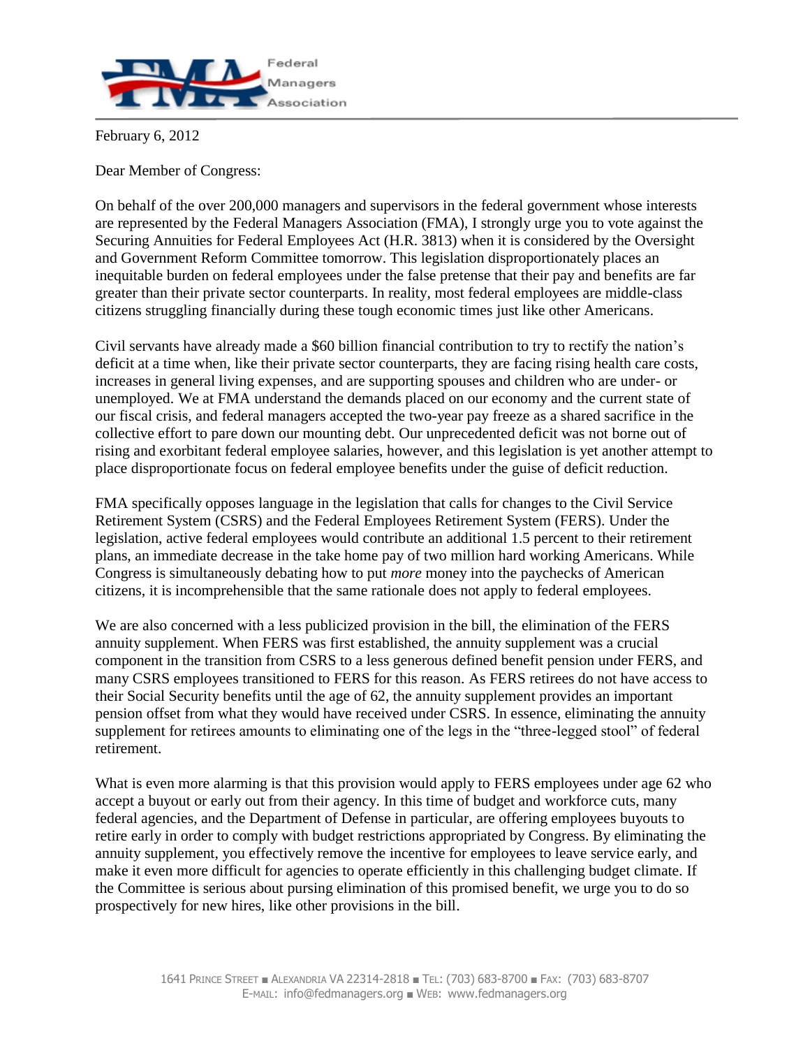Federal Managers Association

February 6, 2012

Dear Member of Congress:

On behalf of the over 200,000 managers and supervisors in the federal government whose interests are represented by the Federal Managers Association (FMA), I strongly urge you to vote against the Securing Annuities for Federal Employees Act (H.R. 3813) when it is considered by the Oversight and Government Reform Committee tomorrow. This legislation disproportionately places an inequitable burden on federal employees under the false pretense that their pay and benefits are far greater than their private sector counterparts. In reality, most federal employees are middle-class citizens struggling financially during these tough economic times just like other Americans.

Civil servants have already made a $60 billion financial contribution to try to rectify the nation's deficit at a time when, like their private sector counterparts, they are facing rising health care costs, increases in general living expenses, and are supporting spouses and children who are under- or unemployed. We at FMA understand the demands placed on our economy and the current state of our fiscal crisis, and federal managers accepted the two-year pay freeze as a shared sacrifice in the collective effort to pare down our mounting debt. Our unprecedented deficit was not borne out of rising and exorbitant federal employee salaries, however, and this legislation is yet another attempt to place disproportionate focus on federal employee benefits under the guise of deficit reduction.

FMA specifically opposes language in the legislation that calls for changes to the Civil Service Retirement System (CSRS) and the Federal Employees Retirement System (FERS). Under the legislation, active federal employees would contribute an additional 1.5 percent to their retirement plans, an immediate decrease in the take home pay of two million hard working Americans. While Congress is simultaneously debating how to put *more* money into the paychecks of American citizens, it is incomprehensible that the same rationale does not apply to federal employees.

We are also concerned with a less publicized provision in the bill, the elimination of the FERS annuity supplement. When FERS was first established, the annuity supplement was a crucial component in the transition from CSRS to a less generous defined benefit pension under FERS, and many CSRS employees transitioned to FERS for this reason. As FERS retirees do not have access to their Social Security benefits until the age of 62, the annuity supplement provides an important pension offset from what they would have received under CSRS. In essence, eliminating the annuity supplement for retirees amounts to eliminating one of the legs in the "three-legged stool" of federal retirement.

What is even more alarming is that this provision would apply to FERS employees under age 62 who accept a buyout or early out from their agency. In this time of budget and workforce cuts, many federal agencies, and the Department of Defense in particular, are offering employees buyouts to retire early in order to comply with budget restrictions appropriated by Congress. By eliminating the annuity supplement, you effectively remove the incentive for employees to leave service early, and make it even more difficult for agencies to operate efficiently in this challenging budget climate. If the Committee is serious about pursing elimination of this promised benefit, we urge you to do so prospectively for new hires, like other provisions in the bill.

1641 Prince Street ■ Alexandria VA 22314-2818 ■ Tel: (703) 683-8700 ■ Fax: (703) 683-8707
E-mail: info@fedmanagers.org ■ Web: www.fedmanagers.org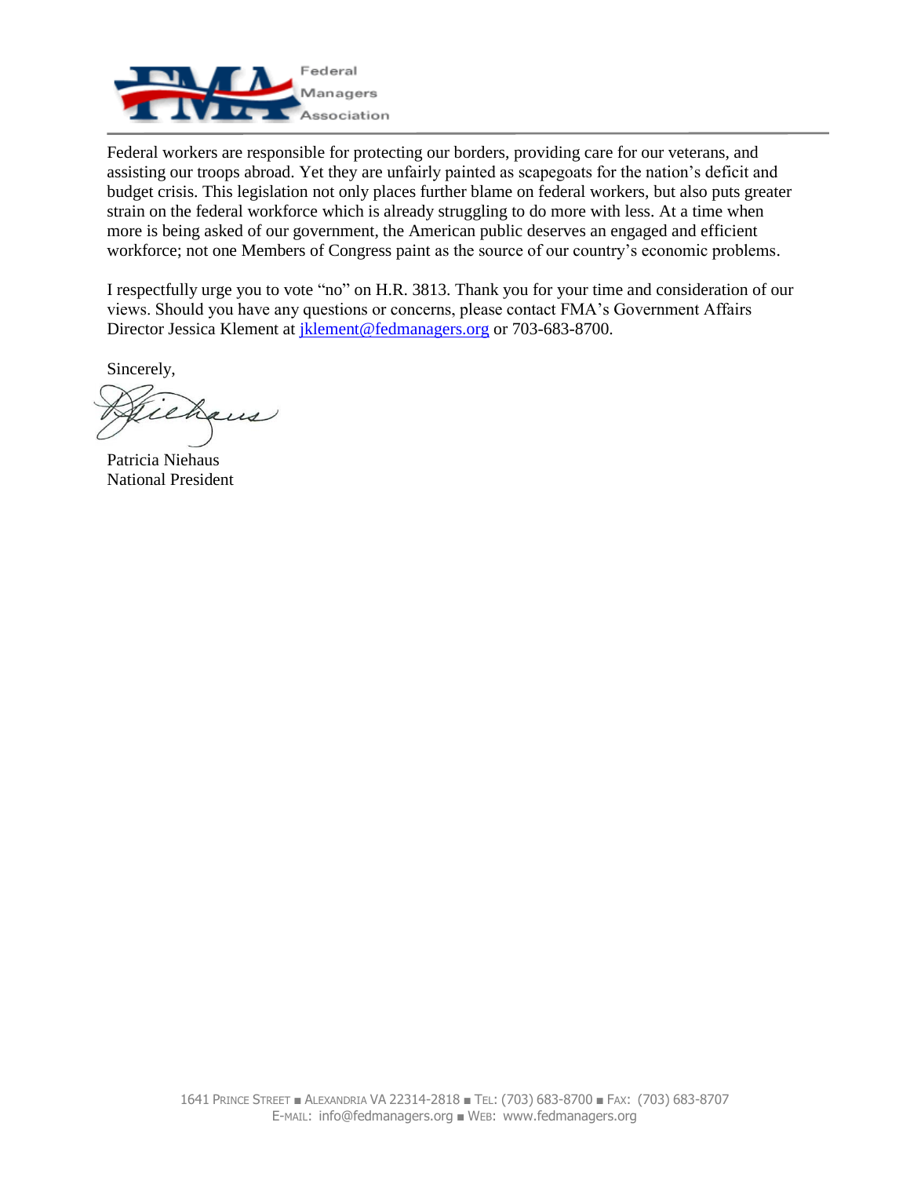Federal workers are responsible for protecting our borders, providing care for our veterans, and assisting our troops abroad. Yet they are unfairly painted as scapegoats for the nation's deficit and budget crisis. This legislation not only places further blame on federal workers, but also puts greater strain on the federal workforce which is already struggling to do more with less. At a time when more is being asked of our government, the American public deserves an engaged and efficient workforce; not one Members of Congress paint as the source of our country's economic problems.

I respectfully urge you to vote "no" on H.R. 3813. Thank you for your time and consideration of our views. Should you have any questions or concerns, please contact FMA's Government Affairs Director Jessica Klement at jklement@fedmanagers.org or 703-683-8700.

Sincerely,

Patricia Niehaus
National President